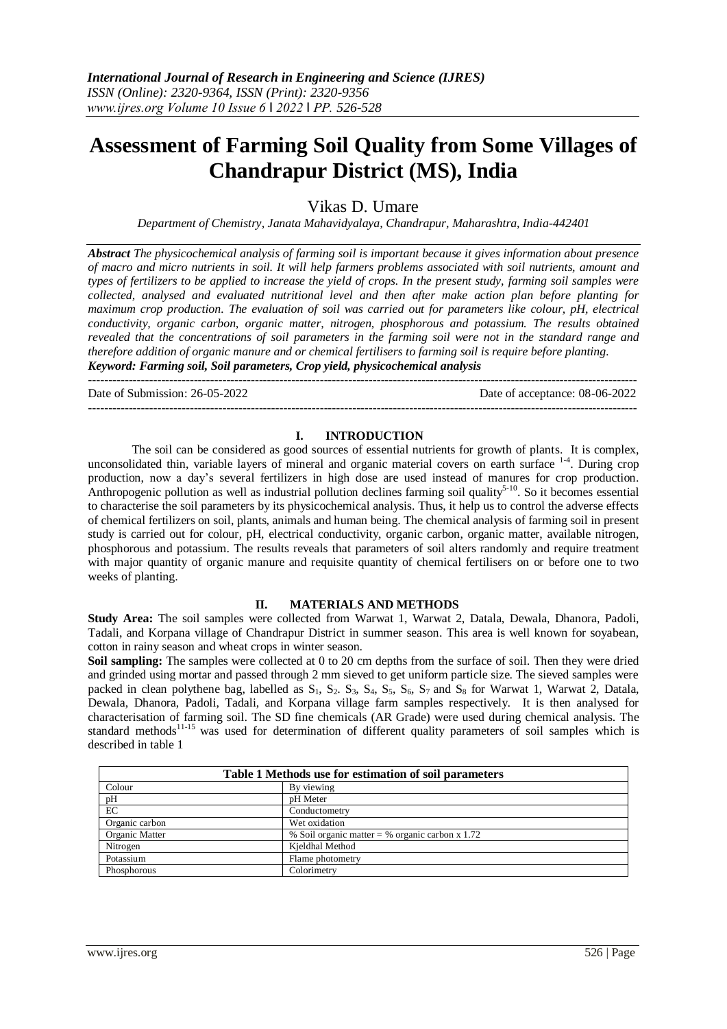# Assessment of Farming Soil Quality from Some Villages of Chandrapur District (MS), India

Vikas D. Umare

*Department of Chemistry, Janata Mahavidyalaya, Chandrapur, Maharashtra, India-442401*

***Abstract*** *The physicochemical analysis of farming soil is important because it gives information about presence of macro and micro nutrients in soil. It will help farmers problems associated with soil nutrients, amount and types of fertilizers to be applied to increase the yield of crops. In the present study, farming soil samples were collected, analysed and evaluated nutritional level and then after make action plan before planting for maximum crop production. The evaluation of soil was carried out for parameters like colour, pH, electrical conductivity, organic carbon, organic matter, nitrogen, phosphorous and potassium. The results obtained revealed that the concentrations of soil parameters in the farming soil were not in the standard range and therefore addition of organic manure and or chemical fertilisers to farming soil is require before planting.*

***Keyword: Farming soil, Soil parameters, Crop yield, physicochemical analysis***

---

Date of Submission: 26-05-2022 | Date of acceptance: 08-06-2022

---

## I. INTRODUCTION

The soil can be considered as good sources of essential nutrients for growth of plants. It is complex, unconsolidated thin, variable layers of mineral and organic material covers on earth surface [1-4]. During crop production, now a day's several fertilizers in high dose are used instead of manures for crop production. Anthropogenic pollution as well as industrial pollution declines farming soil quality[5-10]. So it becomes essential to characterise the soil parameters by its physicochemical analysis. Thus, it help us to control the adverse effects of chemical fertilizers on soil, plants, animals and human being. The chemical analysis of farming soil in present study is carried out for colour, pH, electrical conductivity, organic carbon, organic matter, available nitrogen, phosphorous and potassium. The results reveals that parameters of soil alters randomly and require treatment with major quantity of organic manure and requisite quantity of chemical fertilisers on or before one to two weeks of planting.

## II. MATERIALS AND METHODS

**Study Area:** The soil samples were collected from Warwat 1, Warwat 2, Datala, Dewala, Dhanora, Padoli, Tadali, and Korpana village of Chandrapur District in summer season. This area is well known for soyabean, cotton in rainy season and wheat crops in winter season.

**Soil sampling:** The samples were collected at 0 to 20 cm depths from the surface of soil. Then they were dried and grinded using mortar and passed through 2 mm sieved to get uniform particle size. The sieved samples were packed in clean polythene bag, labelled as $S_1$, $S_2$. $S_3$, $S_4$, $S_5$, $S_6$, $S_7$ and $S_8$ for Warwat 1, Warwat 2, Datala, Dewala, Dhanora, Padoli, Tadali, and Korpana village farm samples respectively. It is then analysed for characterisation of farming soil. The SD fine chemicals (AR Grade) were used during chemical analysis. The standard methods[11-15] was used for determination of different quality parameters of soil samples which is described in table 1

| Table 1 Methods use for estimation of soil parameters | |
|---|---|
| Colour | By viewing |
| pH | pH Meter |
| EC | Conductometry |
| Organic carbon | Wet oxidation |
| Organic Matter | % Soil organic matter = % organic carbon x 1.72 |
| Nitrogen | Kjeldhal Method |
| Potassium | Flame photometry |
| Phosphorous | Colorimetry |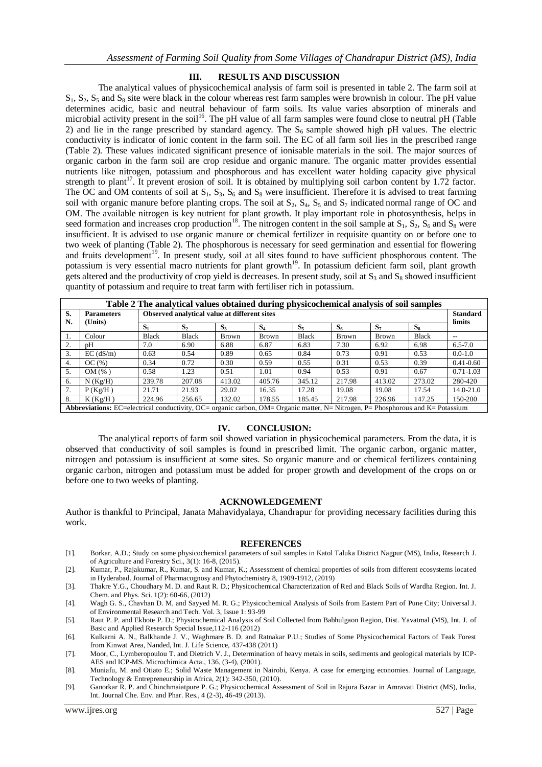## III. RESULTS AND DISCUSSION

The analytical values of physicochemical analysis of farm soil is presented in table 2. The farm soil at $S_1$, $S_2$, $S_5$ and $S_8$ site were black in the colour whereas rest farm samples were brownish in colour. The pH value determines acidic, basic and neutral behaviour of farm soils. Its value varies absorption of minerals and microbial activity present in the soil[16]. The pH value of all farm samples were found close to neutral pH (Table 2) and lie in the range prescribed by standard agency. The $S_6$ sample showed high pH values. The electric conductivity is indicator of ionic content in the farm soil. The EC of all farm soil lies in the prescribed range (Table 2). These values indicated significant presence of ionisable materials in the soil. The major sources of organic carbon in the farm soil are crop residue and organic manure. The organic matter provides essential nutrients like nitrogen, potassium and phosphorous and has excellent water holding capacity give physical strength to plant[17]. It prevent erosion of soil. It is obtained by multiplying soil carbon content by 1.72 factor. The OC and OM contents of soil at $S_1$, $S_3$, $S_6$ and $S_8$ were insufficient. Therefore it is advised to treat farming soil with organic manure before planting crops. The soil at $S_2$, $S_4$, $S_5$ and $S_7$ indicated normal range of OC and OM. The available nitrogen is key nutrient for plant growth. It play important role in photosynthesis, helps in seed formation and increases crop production[18]. The nitrogen content in the soil sample at $S_1$, $S_2$, $S_6$ and $S_8$ were insufficient. It is advised to use organic manure or chemical fertilizer in requisite quantity on or before one to two week of planting (Table 2). The phosphorous is necessary for seed germination and essential for flowering and fruits development[19]. In present study, soil at all sites found to have sufficient phosphorous content. The potassium is very essential macro nutrients for plant growth[19]. In potassium deficient farm soil, plant growth gets altered and the productivity of crop yield is decreases. In present study, soil at $S_3$ and $S_8$ showed insufficient quantity of potassium and require to treat farm with fertiliser rich in potassium.

**Table 2 The analytical values obtained during physicochemical analysis of soil samples**

| S. N. | Parameters (Units) | Observed analytical value at different sites | | | | | | | | Standard limits |
|---|---|---|---|---|---|---|---|---|---|---|
| | | $S_1$ | $S_2$ | $S_3$ | $S_4$ | $S_5$ | $S_6$ | $S_7$ | $S_8$ | |
| 1. | Colour | Black | Black | Brown | Brown | Black | Brown | Brown | Black | -- |
| 2. | pH | 7.0 | 6.90 | 6.88 | 6.87 | 6.83 | 7.30 | 6.92 | 6.98 | 6.5-7.0 |
| 3. | EC (dS/m) | 0.63 | 0.54 | 0.89 | 0.65 | 0.84 | 0.73 | 0.91 | 0.53 | 0.0-1.0 |
| 4. | OC (%) | 0.34 | 0.72 | 0.30 | 0.59 | 0.55 | 0.31 | 0.53 | 0.39 | 0.41-0.60 |
| 5. | OM (% ) | 0.58 | 1.23 | 0.51 | 1.01 | 0.94 | 0.53 | 0.91 | 0.67 | 0.71-1.03 |
| 6. | N (Kg/H) | 239.78 | 207.08 | 413.02 | 405.76 | 345.12 | 217.98 | 413.02 | 273.02 | 280-420 |
| 7. | P (Kg/H ) | 21.71 | 21.93 | 29.02 | 16.35 | 17.28 | 19.08 | 19.08 | 17.54 | 14.0-21.0 |
| 8. | K (Kg/H ) | 224.96 | 256.65 | 132.02 | 178.55 | 185.45 | 217.98 | 226.96 | 147.25 | 150-200 |

**Abbreviations:** EC=electrical conductivity, OC= organic carbon, OM= Organic matter, N= Nitrogen, P= Phosphorous and K= Potassium

## IV. CONCLUSION:

The analytical reports of farm soil showed variation in physicochemical parameters. From the data, it is observed that conductivity of soil samples is found in prescribed limit. The organic carbon, organic matter, nitrogen and potassium is insufficient at some sites. So organic manure and or chemical fertilizers containing organic carbon, nitrogen and potassium must be added for proper growth and development of the crops on or before one to two weeks of planting.

## ACKNOWLEDGEMENT

Author is thankful to Principal, Janata Mahavidyalaya, Chandrapur for providing necessary facilities during this work.

## REFERENCES

[1]. Borkar, A.D.; Study on some physicochemical parameters of soil samples in Katol Taluka District Nagpur (MS), India, Research J. of Agriculture and Forestry Sci., 3(1): 16-8, (2015).

[2]. Kumar, P., Rajakumar, R., Kumar, S. and Kumar, K.; Assessment of chemical properties of soils from different ecosystems located in Hyderabad. Journal of Pharmacognosy and Phytochemistry 8, 1909-1912, (2019)

[3]. Thakre Y.G., Choudhary M. D. and Raut R. D.; Physicochemical Characterization of Red and Black Soils of Wardha Region. Int. J. Chem. and Phys. Sci. 1(2): 60-66, (2012)

[4]. Wagh G. S., Chavhan D. M. and Sayyed M. R. G.; Physicochemical Analysis of Soils from Eastern Part of Pune City; Universal J. of Environmental Research and Tech. Vol. 3, Issue 1: 93-99

[5]. Raut P. P. and Ekbote P. D.; Physicochemical Analysis of Soil Collected from Babhulgaon Region, Dist. Yavatmal (MS), Int. J. of Basic and Applied Research Special Issue,112-116 (2012)

[6]. Kulkarni A. N., Balkhande J. V., Waghmare B. D. and Ratnakar P.U.; Studies of Some Physicochemical Factors of Teak Forest from Kinwat Area, Nanded, Int. J. Life Science, 437-438 (2011)

[7]. Moor, C., Lymberopoulou T. and Dietrich V. J., Determination of heavy metals in soils, sediments and geological materials by ICP-AES and ICP-MS. Microchimica Acta., 136, (3-4), (2001).

[8]. Muniafu, M. and Otiato E.; Solid Waste Management in Nairobi, Kenya. A case for emerging economies. Journal of Language, Technology & Entrepreneurship in Africa, 2(1): 342-350, (2010).

[9]. Ganorkar R. P. and Chinchmaiatpure P. G.; Physicochemical Assessment of Soil in Rajura Bazar in Amravati District (MS), India, Int. Journal Che. Env. and Phar. Res., 4 (2-3), 46-49 (2013).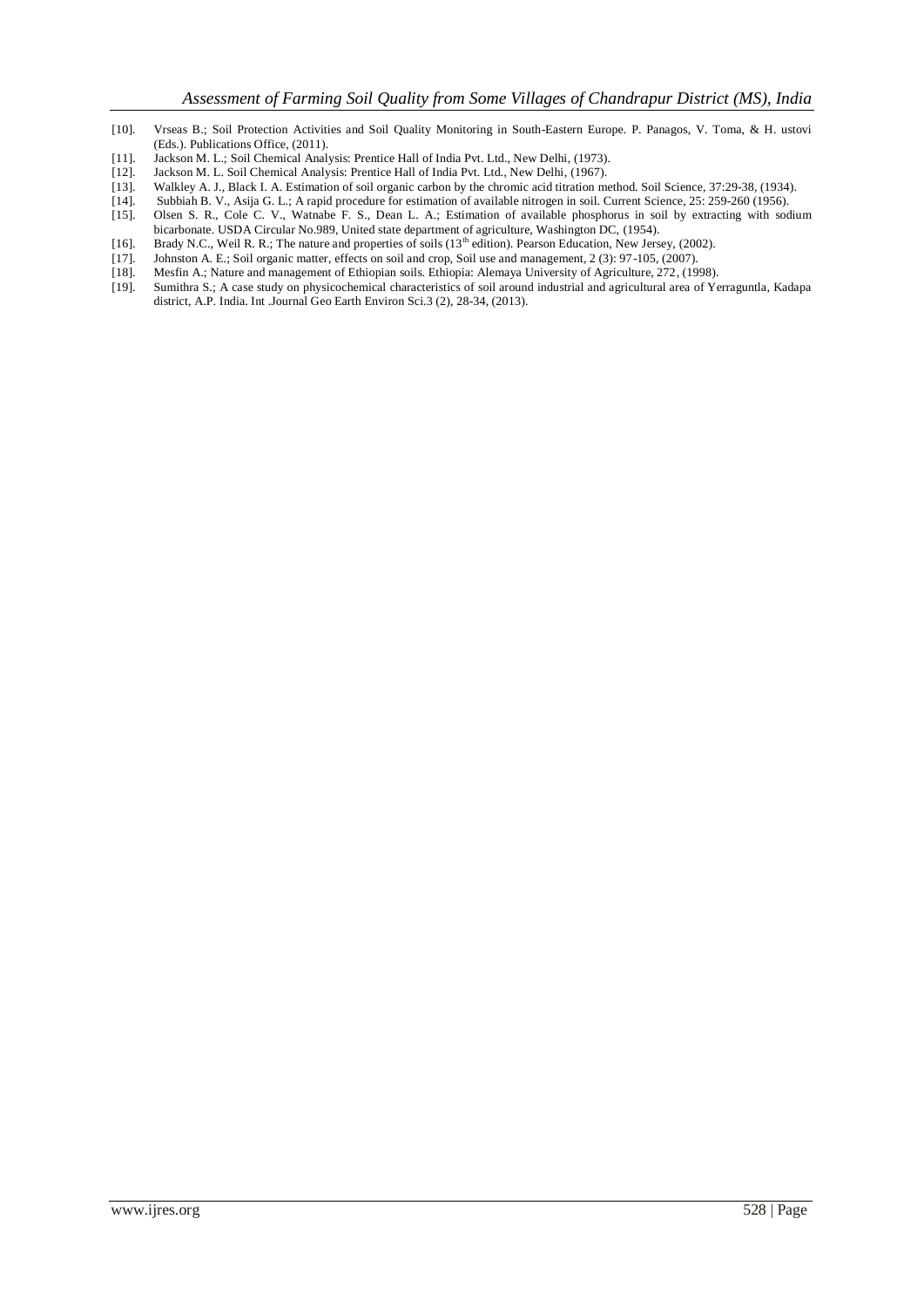[10]. Vrseas B.; Soil Protection Activities and Soil Quality Monitoring in South-Eastern Europe. P. Panagos, V. Toma, & H. ustovi (Eds.). Publications Office, (2011).

[11]. Jackson M. L.; Soil Chemical Analysis: Prentice Hall of India Pvt. Ltd., New Delhi, (1973).

[12]. Jackson M. L. Soil Chemical Analysis: Prentice Hall of India Pvt. Ltd., New Delhi, (1967).

[13]. Walkley A. J., Black I. A. Estimation of soil organic carbon by the chromic acid titration method. Soil Science, 37:29-38, (1934).

[14]. Subbiah B. V., Asija G. L.; A rapid procedure for estimation of available nitrogen in soil. Current Science, 25: 259-260 (1956).

[15]. Olsen S. R., Cole C. V., Watnabe F. S., Dean L. A.; Estimation of available phosphorus in soil by extracting with sodium bicarbonate. USDA Circular No.989, United state department of agriculture, Washington DC, (1954).

[16]. Brady N.C., Weil R. R.; The nature and properties of soils (13th edition). Pearson Education, New Jersey, (2002).

[17]. Johnston A. E.; Soil organic matter, effects on soil and crop, Soil use and management, 2 (3): 97-105, (2007).

[18]. Mesfin A.; Nature and management of Ethiopian soils. Ethiopia: Alemaya University of Agriculture, 272, (1998).

[19]. Sumithra S.; A case study on physicochemical characteristics of soil around industrial and agricultural area of Yerraguntla, Kadapa district, A.P. India. Int .Journal Geo Earth Environ Sci.3 (2), 28-34, (2013).